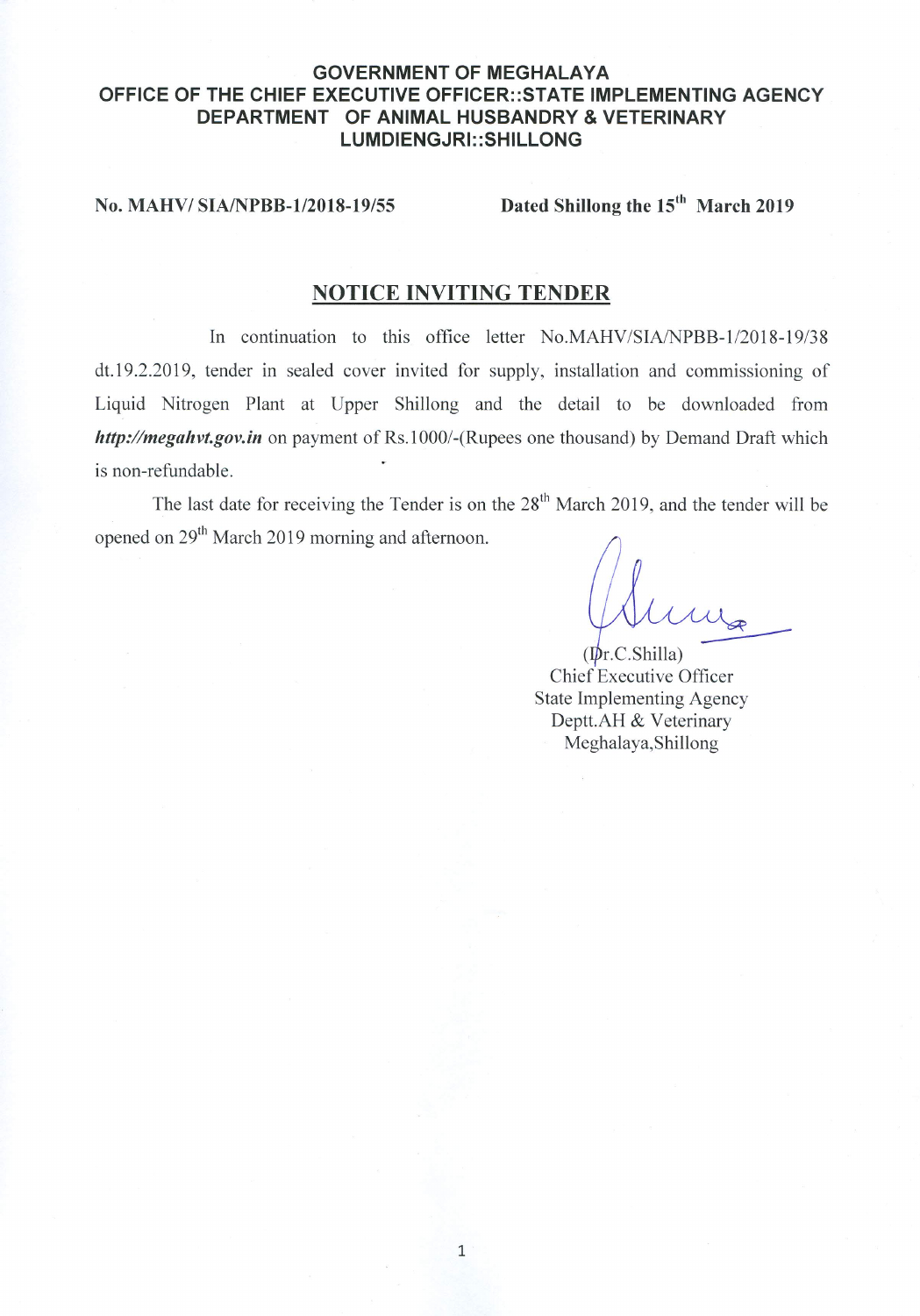**GOVERNMENT OF MEGHALAYA**
**OFFICE OF THE CHIEF EXECUTIVE OFFICER::STATE IMPLEMENTING AGENCY**
**DEPARTMENT OF ANIMAL HUSBANDRY & VETERINARY**
**LUMDIENGJRI::SHILLONG**

**No. MAHV/ SIA/NPBB-1/2018-19/55** **Dated Shillong the 15th March 2019**

## NOTICE INVITING TENDER

In continuation to this office letter No.MAHV/SIA/NPBB-1/2018-19/38 dt.19.2.2019, tender in sealed cover invited for supply, installation and commissioning of Liquid Nitrogen Plant at Upper Shillong and the detail to be downloaded from ***http://megahvt.gov.in*** on payment of Rs.1000/-(Rupees one thousand) by Demand Draft which is non-refundable.

The last date for receiving the Tender is on the 28th March 2019, and the tender will be opened on 29th March 2019 morning and afternoon.

(Dr.C.Shilla)
Chief Executive Officer
State Implementing Agency
Deptt.AH & Veterinary
Meghalaya,Shillong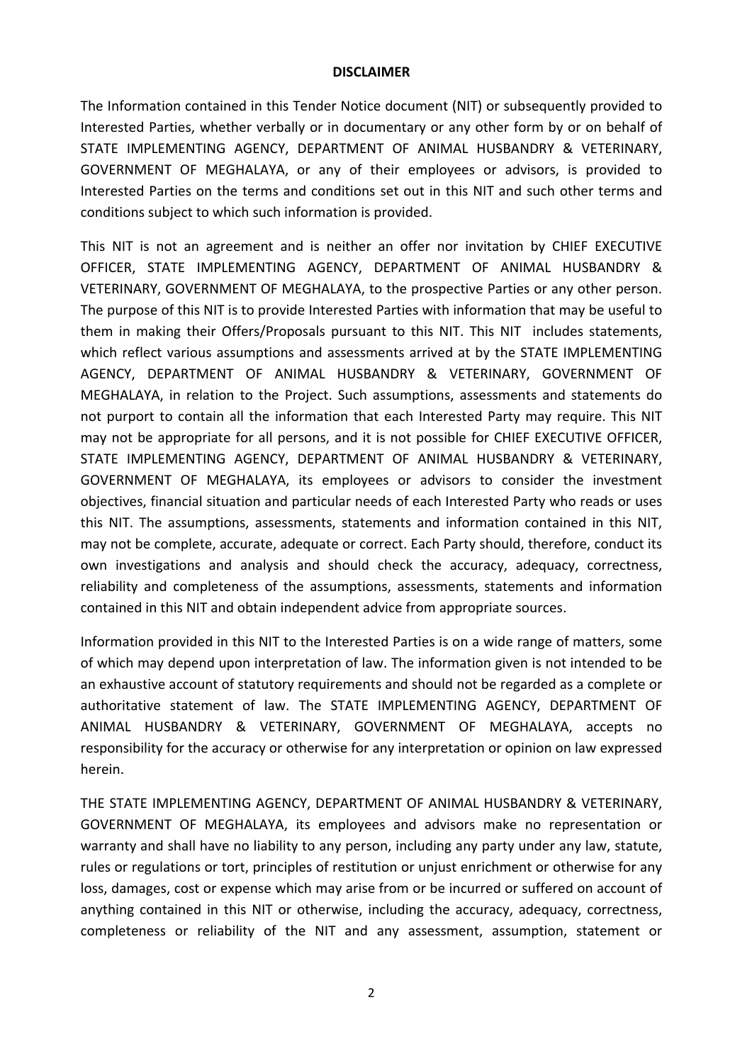## DISCLAIMER

The Information contained in this Tender Notice document (NIT) or subsequently provided to Interested Parties, whether verbally or in documentary or any other form by or on behalf of STATE IMPLEMENTING AGENCY, DEPARTMENT OF ANIMAL HUSBANDRY & VETERINARY, GOVERNMENT OF MEGHALAYA, or any of their employees or advisors, is provided to Interested Parties on the terms and conditions set out in this NIT and such other terms and conditions subject to which such information is provided.

This NIT is not an agreement and is neither an offer nor invitation by CHIEF EXECUTIVE OFFICER, STATE IMPLEMENTING AGENCY, DEPARTMENT OF ANIMAL HUSBANDRY & VETERINARY, GOVERNMENT OF MEGHALAYA, to the prospective Parties or any other person. The purpose of this NIT is to provide Interested Parties with information that may be useful to them in making their Offers/Proposals pursuant to this NIT. This NIT includes statements, which reflect various assumptions and assessments arrived at by the STATE IMPLEMENTING AGENCY, DEPARTMENT OF ANIMAL HUSBANDRY & VETERINARY, GOVERNMENT OF MEGHALAYA, in relation to the Project. Such assumptions, assessments and statements do not purport to contain all the information that each Interested Party may require. This NIT may not be appropriate for all persons, and it is not possible for CHIEF EXECUTIVE OFFICER, STATE IMPLEMENTING AGENCY, DEPARTMENT OF ANIMAL HUSBANDRY & VETERINARY, GOVERNMENT OF MEGHALAYA, its employees or advisors to consider the investment objectives, financial situation and particular needs of each Interested Party who reads or uses this NIT. The assumptions, assessments, statements and information contained in this NIT, may not be complete, accurate, adequate or correct. Each Party should, therefore, conduct its own investigations and analysis and should check the accuracy, adequacy, correctness, reliability and completeness of the assumptions, assessments, statements and information contained in this NIT and obtain independent advice from appropriate sources.

Information provided in this NIT to the Interested Parties is on a wide range of matters, some of which may depend upon interpretation of law. The information given is not intended to be an exhaustive account of statutory requirements and should not be regarded as a complete or authoritative statement of law. The STATE IMPLEMENTING AGENCY, DEPARTMENT OF ANIMAL HUSBANDRY & VETERINARY, GOVERNMENT OF MEGHALAYA, accepts no responsibility for the accuracy or otherwise for any interpretation or opinion on law expressed herein.

THE STATE IMPLEMENTING AGENCY, DEPARTMENT OF ANIMAL HUSBANDRY & VETERINARY, GOVERNMENT OF MEGHALAYA, its employees and advisors make no representation or warranty and shall have no liability to any person, including any party under any law, statute, rules or regulations or tort, principles of restitution or unjust enrichment or otherwise for any loss, damages, cost or expense which may arise from or be incurred or suffered on account of anything contained in this NIT or otherwise, including the accuracy, adequacy, correctness, completeness or reliability of the NIT and any assessment, assumption, statement or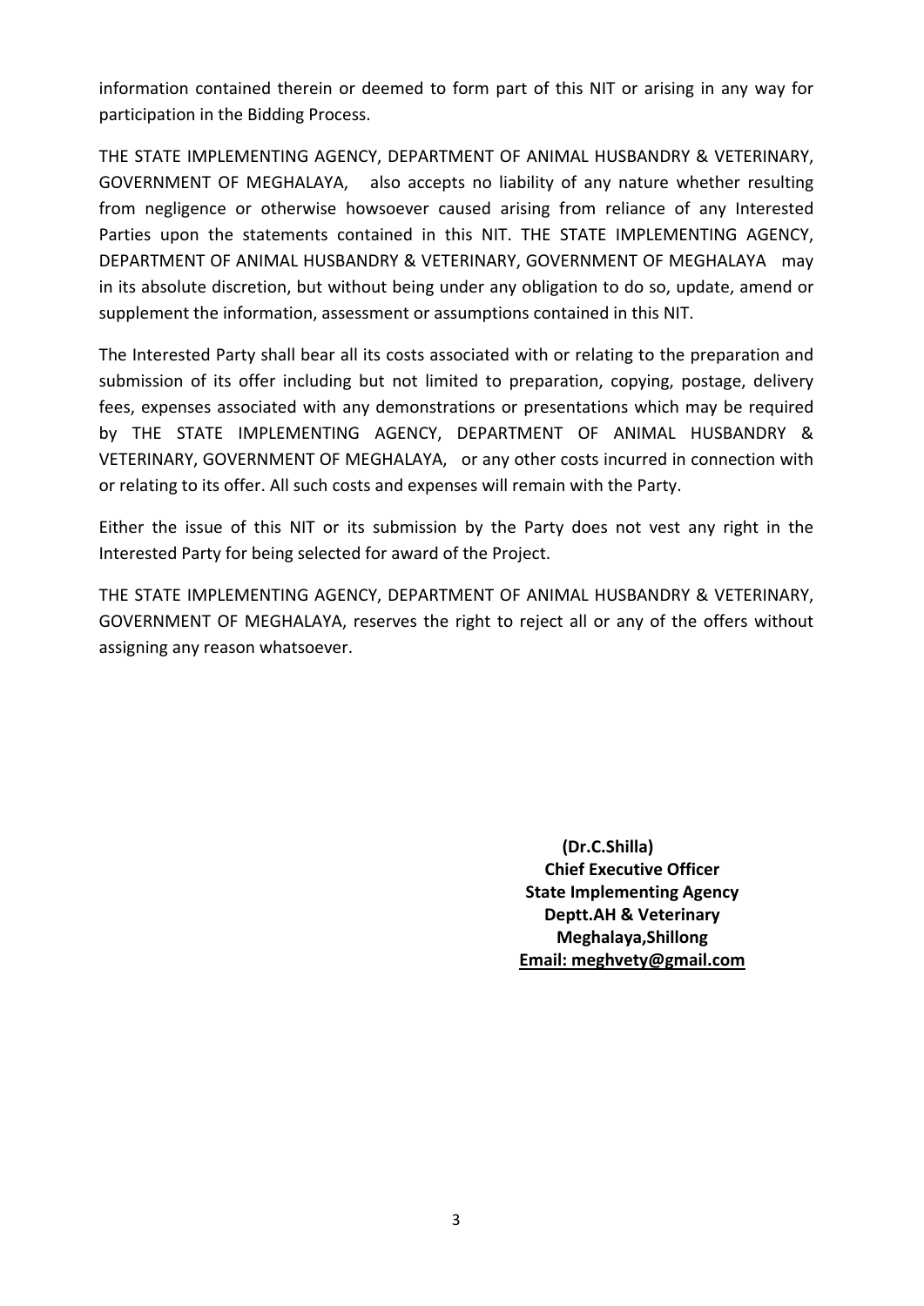information contained therein or deemed to form part of this NIT or arising in any way for participation in the Bidding Process.

THE STATE IMPLEMENTING AGENCY, DEPARTMENT OF ANIMAL HUSBANDRY & VETERINARY, GOVERNMENT OF MEGHALAYA, also accepts no liability of any nature whether resulting from negligence or otherwise howsoever caused arising from reliance of any Interested Parties upon the statements contained in this NIT. THE STATE IMPLEMENTING AGENCY, DEPARTMENT OF ANIMAL HUSBANDRY & VETERINARY, GOVERNMENT OF MEGHALAYA may in its absolute discretion, but without being under any obligation to do so, update, amend or supplement the information, assessment or assumptions contained in this NIT.

The Interested Party shall bear all its costs associated with or relating to the preparation and submission of its offer including but not limited to preparation, copying, postage, delivery fees, expenses associated with any demonstrations or presentations which may be required by THE STATE IMPLEMENTING AGENCY, DEPARTMENT OF ANIMAL HUSBANDRY & VETERINARY, GOVERNMENT OF MEGHALAYA, or any other costs incurred in connection with or relating to its offer. All such costs and expenses will remain with the Party.

Either the issue of this NIT or its submission by the Party does not vest any right in the Interested Party for being selected for award of the Project.

THE STATE IMPLEMENTING AGENCY, DEPARTMENT OF ANIMAL HUSBANDRY & VETERINARY, GOVERNMENT OF MEGHALAYA, reserves the right to reject all or any of the offers without assigning any reason whatsoever.

**(Dr.C.Shilla)**
**Chief Executive Officer**
**State Implementing Agency**
**Deptt.AH & Veterinary**
**Meghalaya,Shillong**
**Email: meghvety@gmail.com**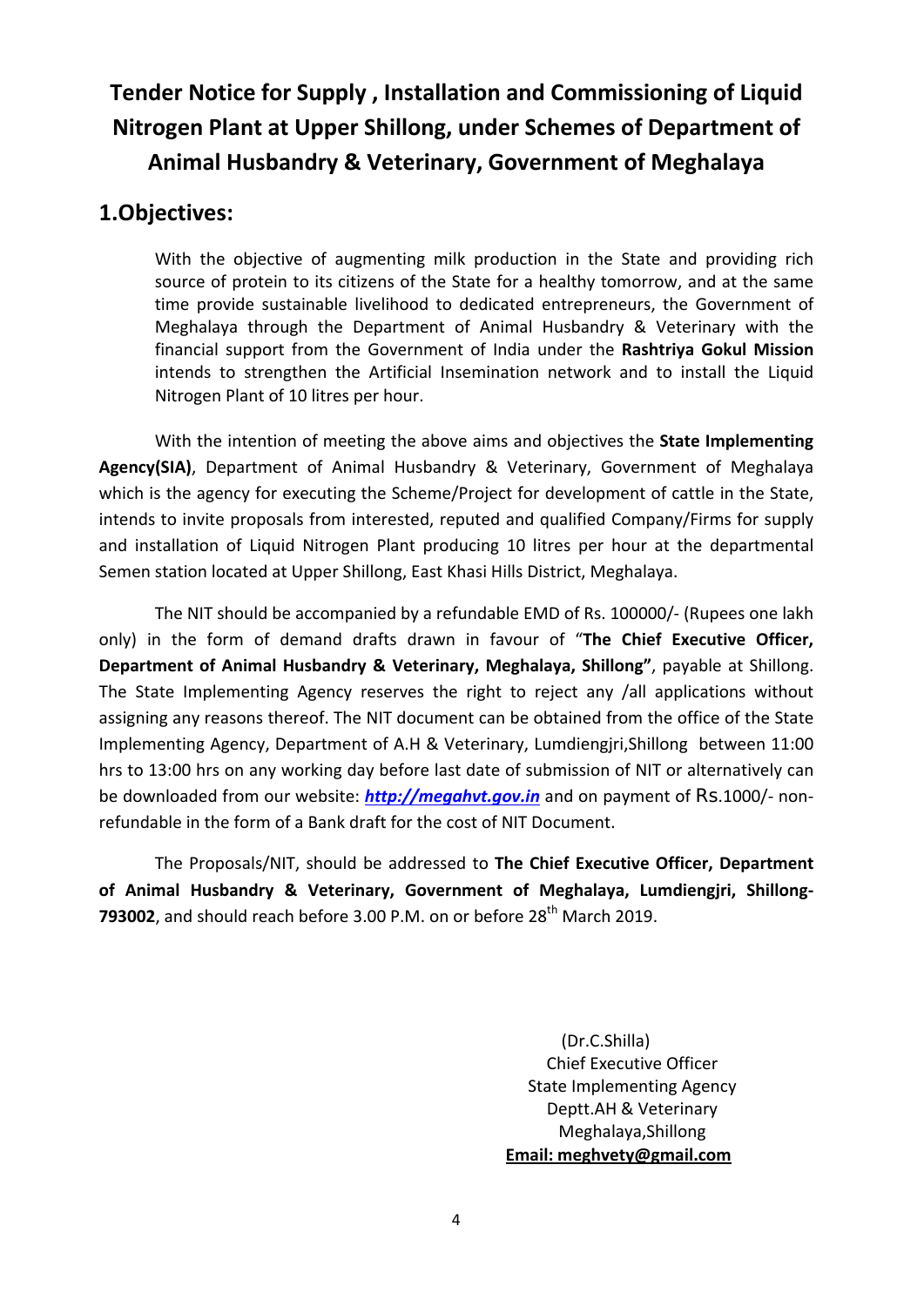# Tender Notice for Supply , Installation and Commissioning of Liquid Nitrogen Plant at Upper Shillong, under Schemes of Department of Animal Husbandry & Veterinary, Government of Meghalaya

## 1.Objectives:

With the objective of augmenting milk production in the State and providing rich source of protein to its citizens of the State for a healthy tomorrow, and at the same time provide sustainable livelihood to dedicated entrepreneurs, the Government of Meghalaya through the Department of Animal Husbandry & Veterinary with the financial support from the Government of India under the **Rashtriya Gokul Mission** intends to strengthen the Artificial Insemination network and to install the Liquid Nitrogen Plant of 10 litres per hour.

With the intention of meeting the above aims and objectives the **State Implementing Agency(SIA)**, Department of Animal Husbandry & Veterinary, Government of Meghalaya which is the agency for executing the Scheme/Project for development of cattle in the State, intends to invite proposals from interested, reputed and qualified Company/Firms for supply and installation of Liquid Nitrogen Plant producing 10 litres per hour at the departmental Semen station located at Upper Shillong, East Khasi Hills District, Meghalaya.

The NIT should be accompanied by a refundable EMD of Rs. 100000/- (Rupees one lakh only) in the form of demand drafts drawn in favour of "**The Chief Executive Officer, Department of Animal Husbandry & Veterinary, Meghalaya, Shillong"**, payable at Shillong. The State Implementing Agency reserves the right to reject any /all applications without assigning any reasons thereof. The NIT document can be obtained from the office of the State Implementing Agency, Department of A.H & Veterinary, Lumdiengjri,Shillong between 11:00 hrs to 13:00 hrs on any working day before last date of submission of NIT or alternatively can be downloaded from our website: ***http://megahvt.gov.in*** and on payment of Rs.1000/- non-refundable in the form of a Bank draft for the cost of NIT Document.

The Proposals/NIT, should be addressed to **The Chief Executive Officer, Department of Animal Husbandry & Veterinary, Government of Meghalaya, Lumdiengjri, Shillong-793002**, and should reach before 3.00 P.M. on or before 28th March 2019.

(Dr.C.Shilla)
Chief Executive Officer
State Implementing Agency
Deptt.AH & Veterinary
Meghalaya,Shillong
**Email: meghvety@gmail.com**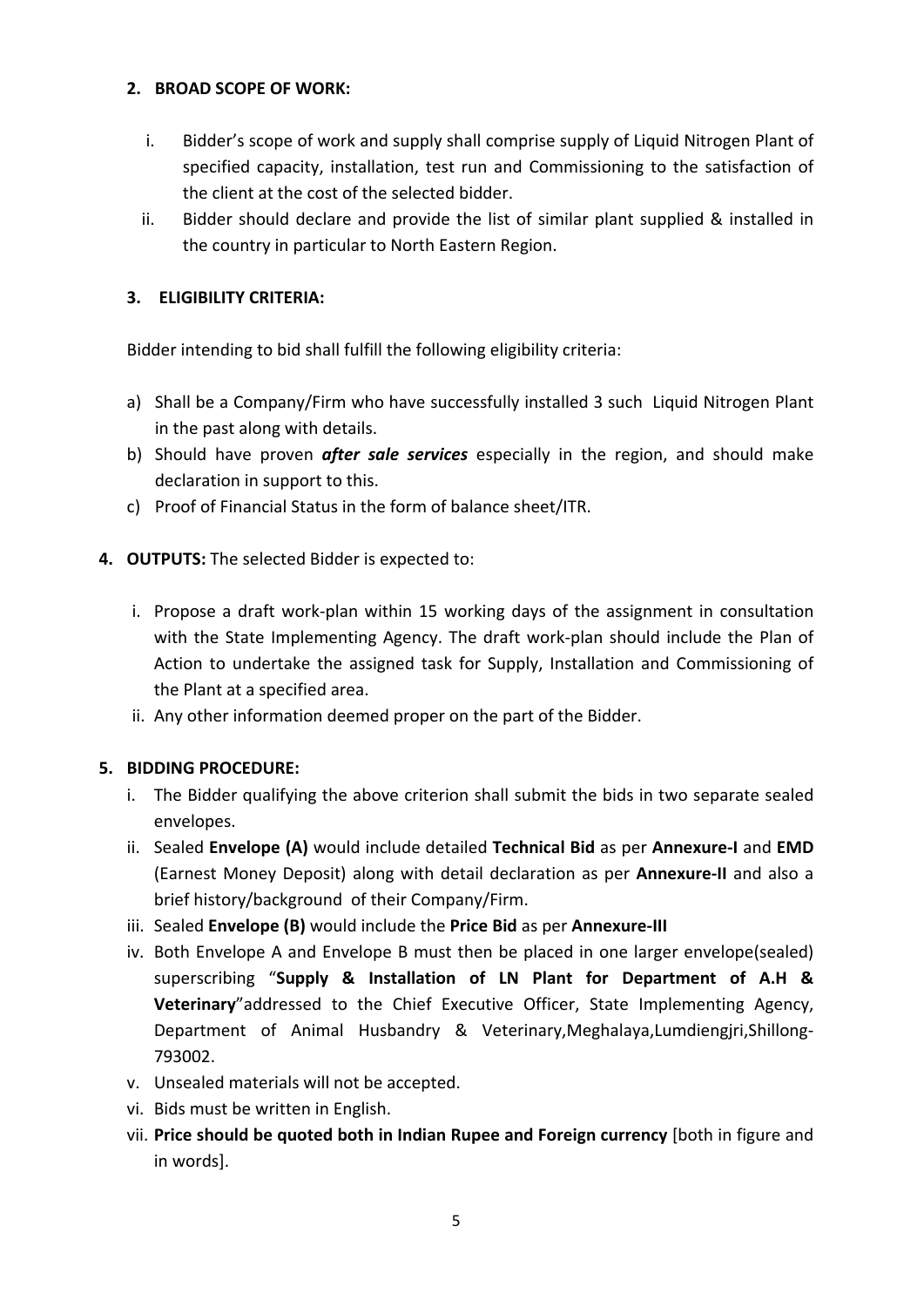## 2. BROAD SCOPE OF WORK:

i. Bidder's scope of work and supply shall comprise supply of Liquid Nitrogen Plant of specified capacity, installation, test run and Commissioning to the satisfaction of the client at the cost of the selected bidder.

ii. Bidder should declare and provide the list of similar plant supplied & installed in the country in particular to North Eastern Region.

## 3. ELIGIBILITY CRITERIA:

Bidder intending to bid shall fulfill the following eligibility criteria:

a) Shall be a Company/Firm who have successfully installed 3 such Liquid Nitrogen Plant in the past along with details.

b) Should have proven ***after sale services*** especially in the region, and should make declaration in support to this.

c) Proof of Financial Status in the form of balance sheet/ITR.

## 4. OUTPUTS: 

The selected Bidder is expected to:

i. Propose a draft work-plan within 15 working days of the assignment in consultation with the State Implementing Agency. The draft work-plan should include the Plan of Action to undertake the assigned task for Supply, Installation and Commissioning of the Plant at a specified area.

ii. Any other information deemed proper on the part of the Bidder.

## 5. BIDDING PROCEDURE:

i. The Bidder qualifying the above criterion shall submit the bids in two separate sealed envelopes.

ii. Sealed **Envelope (A)** would include detailed **Technical Bid** as per **Annexure-I** and **EMD** (Earnest Money Deposit) along with detail declaration as per **Annexure-II** and also a brief history/background of their Company/Firm.

iii. Sealed **Envelope (B)** would include the **Price Bid** as per **Annexure-III**

iv. Both Envelope A and Envelope B must then be placed in one larger envelope(sealed) superscribing "**Supply & Installation of LN Plant for Department of A.H & Veterinary**"addressed to the Chief Executive Officer, State Implementing Agency, Department of Animal Husbandry & Veterinary,Meghalaya,Lumdiengjri,Shillong-793002.

v. Unsealed materials will not be accepted.

vi. Bids must be written in English.

vii. **Price should be quoted both in Indian Rupee and Foreign currency** [both in figure and in words].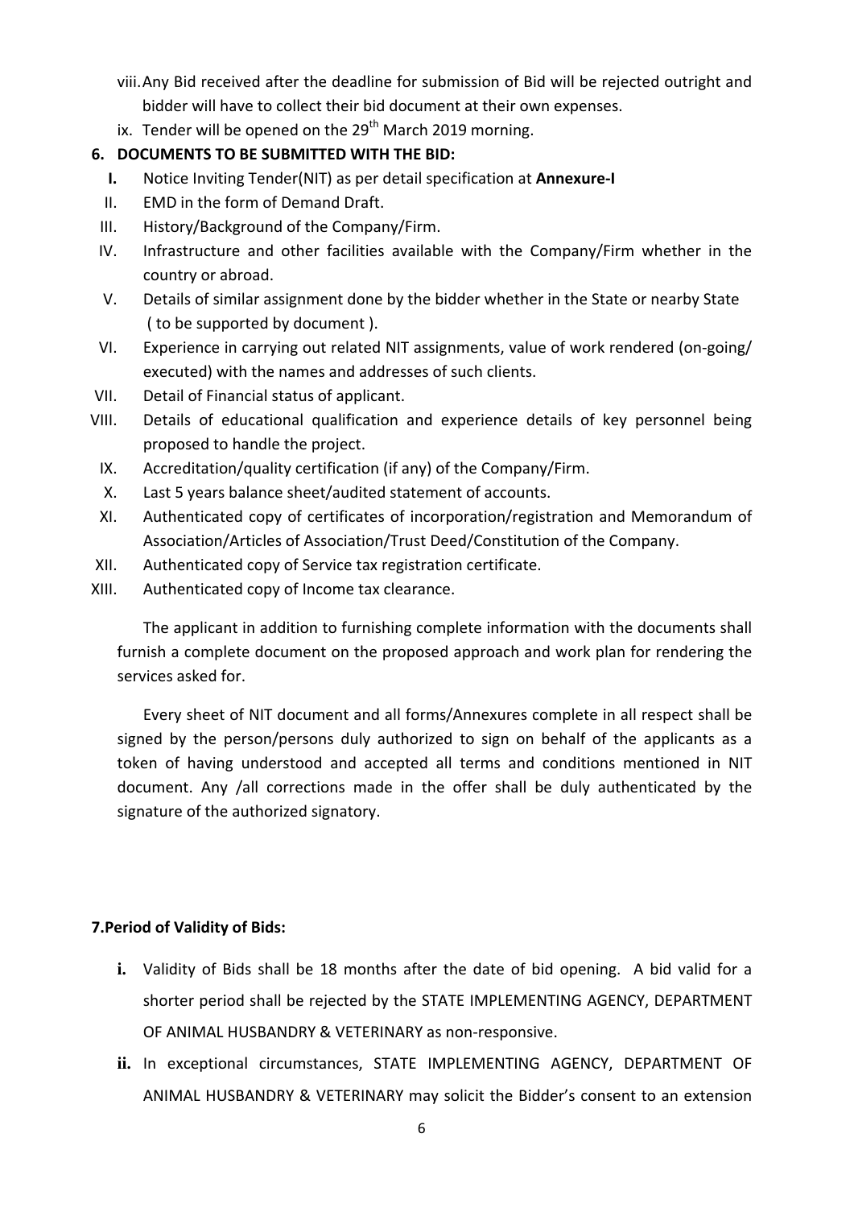viii. Any Bid received after the deadline for submission of Bid will be rejected outright and bidder will have to collect their bid document at their own expenses.

ix. Tender will be opened on the 29th March 2019 morning.

**6. DOCUMENTS TO BE SUBMITTED WITH THE BID:**

I. Notice Inviting Tender(NIT) as per detail specification at **Annexure-I**

II. EMD in the form of Demand Draft.

III. History/Background of the Company/Firm.

IV. Infrastructure and other facilities available with the Company/Firm whether in the country or abroad.

V. Details of similar assignment done by the bidder whether in the State or nearby State ( to be supported by document ).

VI. Experience in carrying out related NIT assignments, value of work rendered (on-going/ executed) with the names and addresses of such clients.

VII. Detail of Financial status of applicant.

VIII. Details of educational qualification and experience details of key personnel being proposed to handle the project.

IX. Accreditation/quality certification (if any) of the Company/Firm.

X. Last 5 years balance sheet/audited statement of accounts.

XI. Authenticated copy of certificates of incorporation/registration and Memorandum of Association/Articles of Association/Trust Deed/Constitution of the Company.

XII. Authenticated copy of Service tax registration certificate.

XIII. Authenticated copy of Income tax clearance.

The applicant in addition to furnishing complete information with the documents shall furnish a complete document on the proposed approach and work plan for rendering the services asked for.

Every sheet of NIT document and all forms/Annexures complete in all respect shall be signed by the person/persons duly authorized to sign on behalf of the applicants as a token of having understood and accepted all terms and conditions mentioned in NIT document. Any /all corrections made in the offer shall be duly authenticated by the signature of the authorized signatory.

**7.Period of Validity of Bids:**

**i.** Validity of Bids shall be 18 months after the date of bid opening. A bid valid for a shorter period shall be rejected by the STATE IMPLEMENTING AGENCY, DEPARTMENT OF ANIMAL HUSBANDRY & VETERINARY as non-responsive.

**ii.** In exceptional circumstances, STATE IMPLEMENTING AGENCY, DEPARTMENT OF ANIMAL HUSBANDRY & VETERINARY may solicit the Bidder's consent to an extension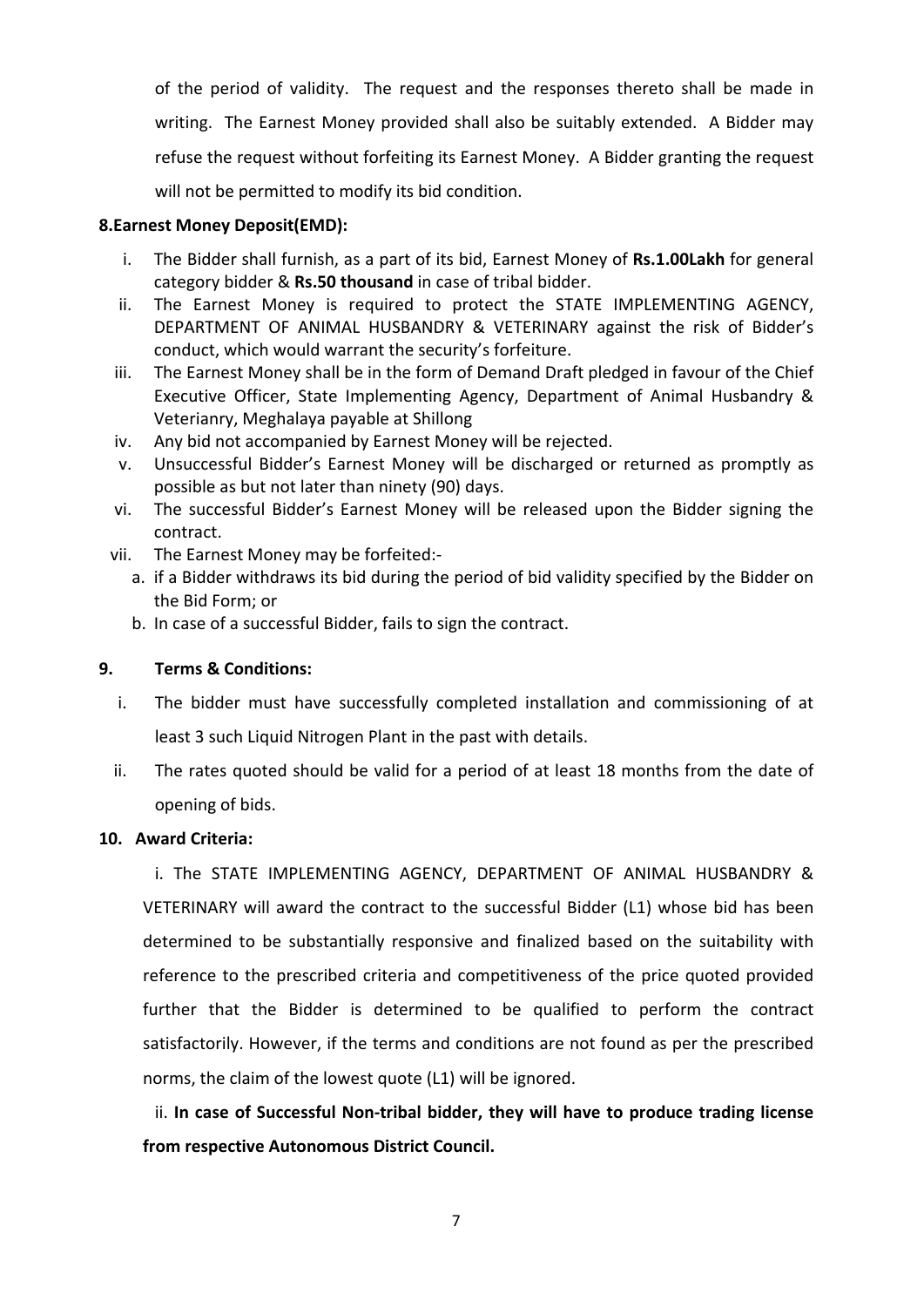of the period of validity. The request and the responses thereto shall be made in writing. The Earnest Money provided shall also be suitably extended. A Bidder may refuse the request without forfeiting its Earnest Money. A Bidder granting the request will not be permitted to modify its bid condition.

**8.Earnest Money Deposit(EMD):**

i. The Bidder shall furnish, as a part of its bid, Earnest Money of **Rs.1.00Lakh** for general category bidder & **Rs.50 thousand** in case of tribal bidder.

ii. The Earnest Money is required to protect the STATE IMPLEMENTING AGENCY, DEPARTMENT OF ANIMAL HUSBANDRY & VETERINARY against the risk of Bidder's conduct, which would warrant the security's forfeiture.

iii. The Earnest Money shall be in the form of Demand Draft pledged in favour of the Chief Executive Officer, State Implementing Agency, Department of Animal Husbandry & Veterianry, Meghalaya payable at Shillong

iv. Any bid not accompanied by Earnest Money will be rejected.

v. Unsuccessful Bidder's Earnest Money will be discharged or returned as promptly as possible as but not later than ninety (90) days.

vi. The successful Bidder's Earnest Money will be released upon the Bidder signing the contract.

vii. The Earnest Money may be forfeited:-

a. if a Bidder withdraws its bid during the period of bid validity specified by the Bidder on the Bid Form; or

b. In case of a successful Bidder, fails to sign the contract.

**9. Terms & Conditions:**

i. The bidder must have successfully completed installation and commissioning of at least 3 such Liquid Nitrogen Plant in the past with details.

ii. The rates quoted should be valid for a period of at least 18 months from the date of opening of bids.

**10. Award Criteria:**

i. The STATE IMPLEMENTING AGENCY, DEPARTMENT OF ANIMAL HUSBANDRY & VETERINARY will award the contract to the successful Bidder (L1) whose bid has been determined to be substantially responsive and finalized based on the suitability with reference to the prescribed criteria and competitiveness of the price quoted provided further that the Bidder is determined to be qualified to perform the contract satisfactorily. However, if the terms and conditions are not found as per the prescribed norms, the claim of the lowest quote (L1) will be ignored.

ii. **In case of Successful Non-tribal bidder, they will have to produce trading license from respective Autonomous District Council.**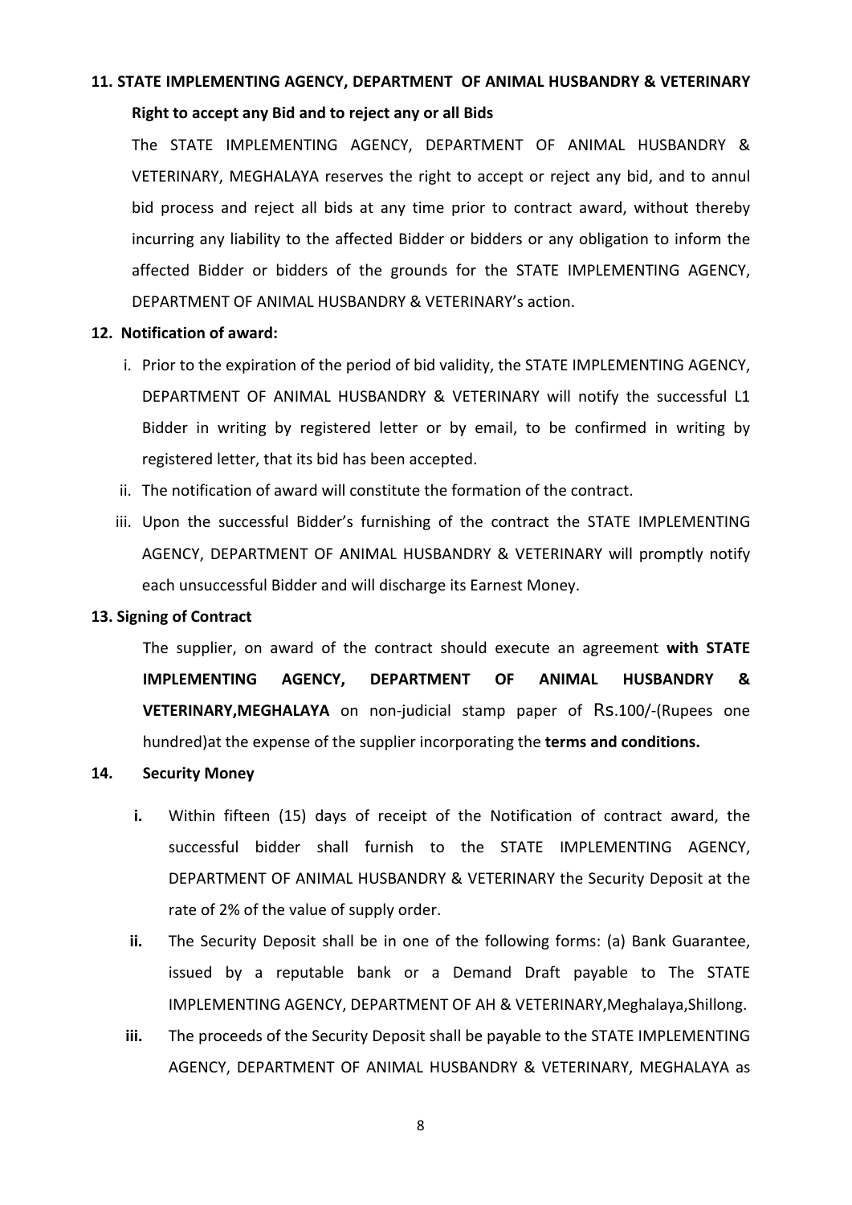**11. STATE IMPLEMENTING AGENCY, DEPARTMENT OF ANIMAL HUSBANDRY & VETERINARY**

**Right to accept any Bid and to reject any or all Bids**

The STATE IMPLEMENTING AGENCY, DEPARTMENT OF ANIMAL HUSBANDRY & VETERINARY, MEGHALAYA reserves the right to accept or reject any bid, and to annul bid process and reject all bids at any time prior to contract award, without thereby incurring any liability to the affected Bidder or bidders or any obligation to inform the affected Bidder or bidders of the grounds for the STATE IMPLEMENTING AGENCY, DEPARTMENT OF ANIMAL HUSBANDRY & VETERINARY's action.

**12. Notification of award:**

i. Prior to the expiration of the period of bid validity, the STATE IMPLEMENTING AGENCY, DEPARTMENT OF ANIMAL HUSBANDRY & VETERINARY will notify the successful L1 Bidder in writing by registered letter or by email, to be confirmed in writing by registered letter, that its bid has been accepted.

ii. The notification of award will constitute the formation of the contract.

iii. Upon the successful Bidder's furnishing of the contract the STATE IMPLEMENTING AGENCY, DEPARTMENT OF ANIMAL HUSBANDRY & VETERINARY will promptly notify each unsuccessful Bidder and will discharge its Earnest Money.

**13. Signing of Contract**

The supplier, on award of the contract should execute an agreement **with STATE IMPLEMENTING AGENCY, DEPARTMENT OF ANIMAL HUSBANDRY & VETERINARY,MEGHALAYA** on non-judicial stamp paper of Rs.100/-(Rupees one hundred)at the expense of the supplier incorporating the **terms and conditions.**

**14. Security Money**

**i.** Within fifteen (15) days of receipt of the Notification of contract award, the successful bidder shall furnish to the STATE IMPLEMENTING AGENCY, DEPARTMENT OF ANIMAL HUSBANDRY & VETERINARY the Security Deposit at the rate of 2% of the value of supply order.

**ii.** The Security Deposit shall be in one of the following forms: (a) Bank Guarantee, issued by a reputable bank or a Demand Draft payable to The STATE IMPLEMENTING AGENCY, DEPARTMENT OF AH & VETERINARY,Meghalaya,Shillong.

**iii.** The proceeds of the Security Deposit shall be payable to the STATE IMPLEMENTING AGENCY, DEPARTMENT OF ANIMAL HUSBANDRY & VETERINARY, MEGHALAYA as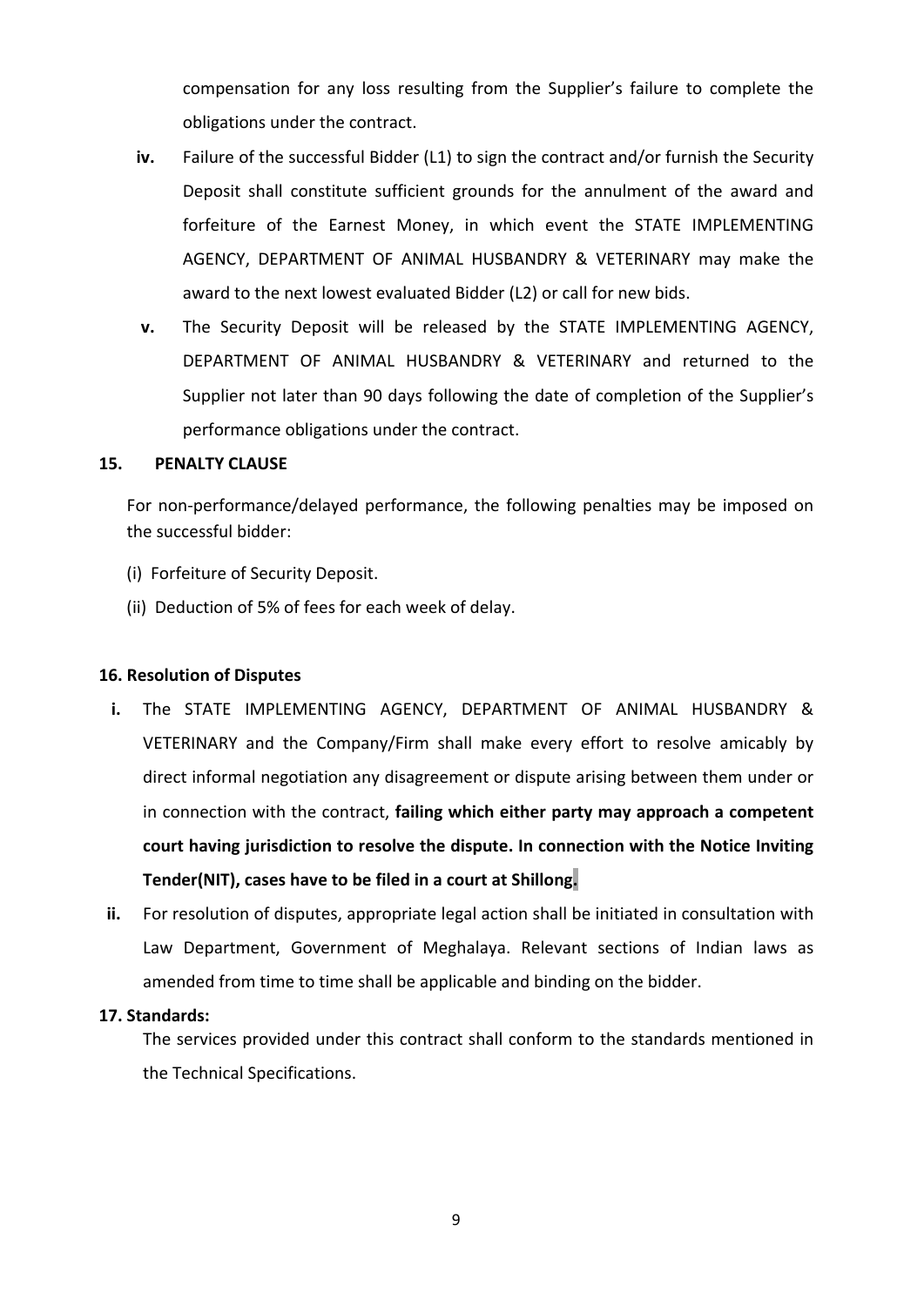compensation for any loss resulting from the Supplier's failure to complete the obligations under the contract.

**iv.** Failure of the successful Bidder (L1) to sign the contract and/or furnish the Security Deposit shall constitute sufficient grounds for the annulment of the award and forfeiture of the Earnest Money, in which event the STATE IMPLEMENTING AGENCY, DEPARTMENT OF ANIMAL HUSBANDRY & VETERINARY may make the award to the next lowest evaluated Bidder (L2) or call for new bids.

**v.** The Security Deposit will be released by the STATE IMPLEMENTING AGENCY, DEPARTMENT OF ANIMAL HUSBANDRY & VETERINARY and returned to the Supplier not later than 90 days following the date of completion of the Supplier's performance obligations under the contract.

**15. PENALTY CLAUSE**

For non-performance/delayed performance, the following penalties may be imposed on the successful bidder:

(i) Forfeiture of Security Deposit.

(ii) Deduction of 5% of fees for each week of delay.

**16. Resolution of Disputes**

**i.** The STATE IMPLEMENTING AGENCY, DEPARTMENT OF ANIMAL HUSBANDRY & VETERINARY and the Company/Firm shall make every effort to resolve amicably by direct informal negotiation any disagreement or dispute arising between them under or in connection with the contract, **failing which either party may approach a competent court having jurisdiction to resolve the dispute. In connection with the Notice Inviting Tender(NIT), cases have to be filed in a court at Shillong.**

**ii.** For resolution of disputes, appropriate legal action shall be initiated in consultation with Law Department, Government of Meghalaya. Relevant sections of Indian laws as amended from time to time shall be applicable and binding on the bidder.

**17. Standards:**

The services provided under this contract shall conform to the standards mentioned in the Technical Specifications.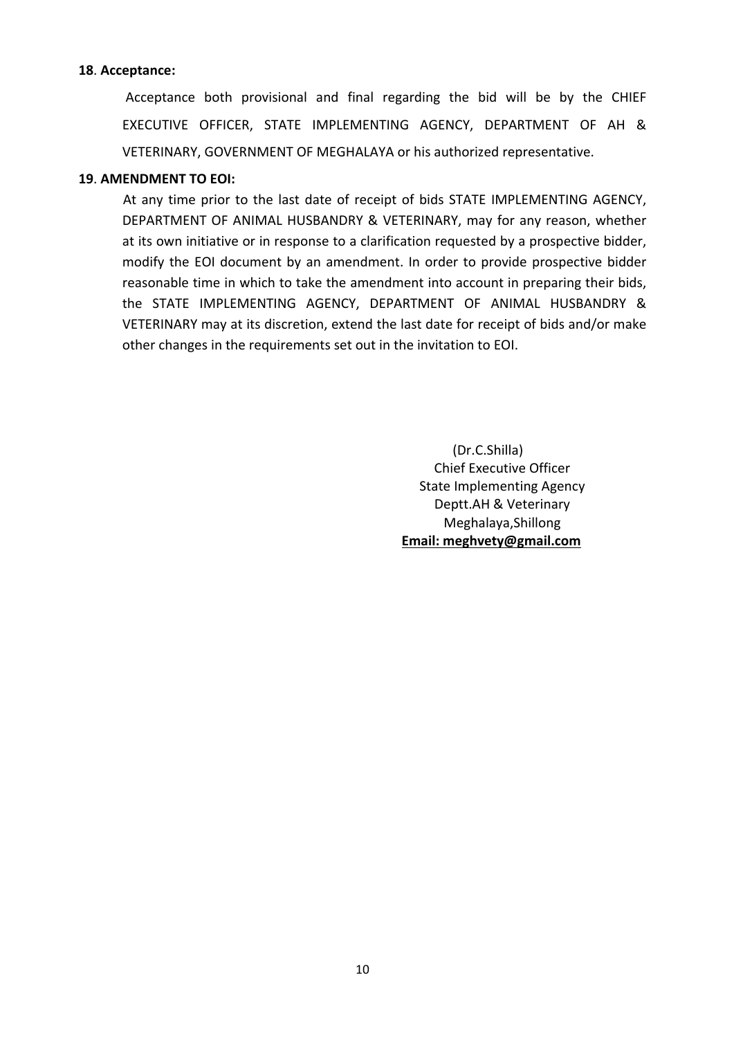**18**. **Acceptance:**

Acceptance both provisional and final regarding the bid will be by the CHIEF EXECUTIVE OFFICER, STATE IMPLEMENTING AGENCY, DEPARTMENT OF AH & VETERINARY, GOVERNMENT OF MEGHALAYA or his authorized representative.

**19**. **AMENDMENT TO EOI:**

At any time prior to the last date of receipt of bids STATE IMPLEMENTING AGENCY, DEPARTMENT OF ANIMAL HUSBANDRY & VETERINARY, may for any reason, whether at its own initiative or in response to a clarification requested by a prospective bidder, modify the EOI document by an amendment. In order to provide prospective bidder reasonable time in which to take the amendment into account in preparing their bids, the STATE IMPLEMENTING AGENCY, DEPARTMENT OF ANIMAL HUSBANDRY & VETERINARY may at its discretion, extend the last date for receipt of bids and/or make other changes in the requirements set out in the invitation to EOI.

(Dr.C.Shilla)
Chief Executive Officer
State Implementing Agency
Deptt.AH & Veterinary
Meghalaya,Shillong
**Email: meghvety@gmail.com**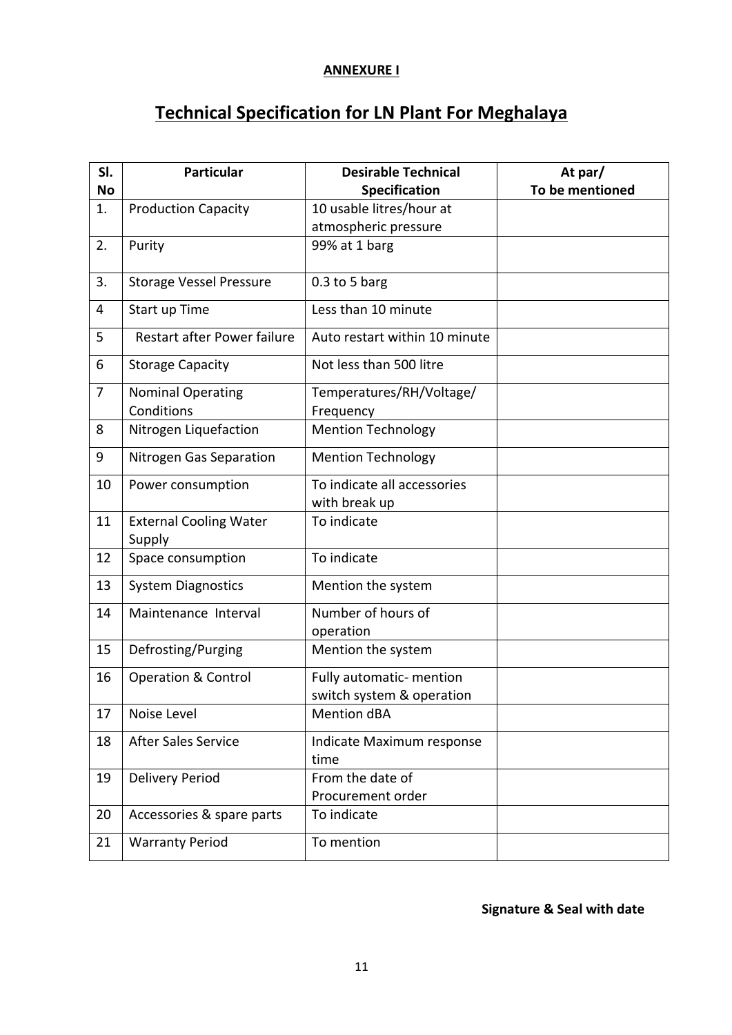**ANNEXURE I**

# Technical Specification for LN Plant For Meghalaya

| Sl. No | Particular | Desirable Technical Specification | At par/ To be mentioned |
|---|---|---|---|
| 1. | Production Capacity | 10 usable litres/hour at atmospheric pressure | |
| 2. | Purity | 99% at 1 barg | |
| 3. | Storage Vessel Pressure | 0.3 to 5 barg | |
| 4 | Start up Time | Less than 10 minute | |
| 5 | Restart after Power failure | Auto restart within 10 minute | |
| 6 | Storage Capacity | Not less than 500 litre | |
| 7 | Nominal Operating Conditions | Temperatures/RH/Voltage/ Frequency | |
| 8 | Nitrogen Liquefaction | Mention Technology | |
| 9 | Nitrogen Gas Separation | Mention Technology | |
| 10 | Power consumption | To indicate all accessories with break up | |
| 11 | External Cooling Water Supply | To indicate | |
| 12 | Space consumption | To indicate | |
| 13 | System Diagnostics | Mention the system | |
| 14 | Maintenance Interval | Number of hours of operation | |
| 15 | Defrosting/Purging | Mention the system | |
| 16 | Operation & Control | Fully automatic- mention switch system & operation | |
| 17 | Noise Level | Mention dBA | |
| 18 | After Sales Service | Indicate Maximum response time | |
| 19 | Delivery Period | From the date of Procurement order | |
| 20 | Accessories & spare parts | To indicate | |
| 21 | Warranty Period | To mention | |

**Signature & Seal with date**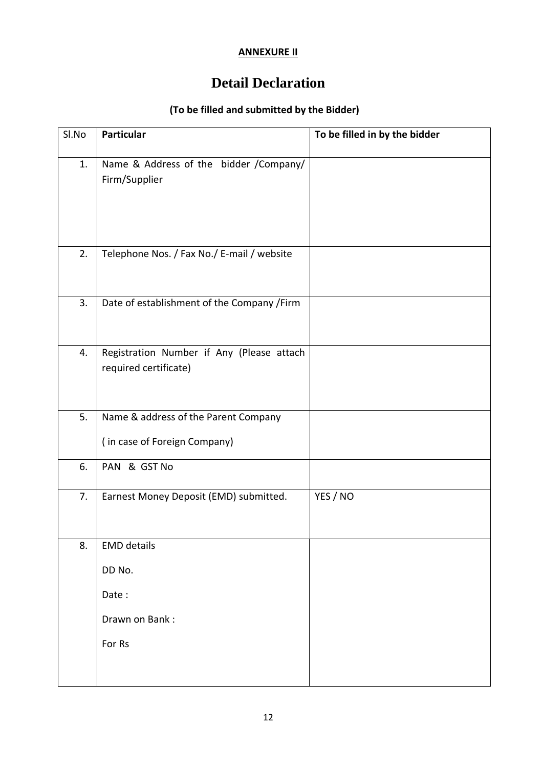**ANNEXURE II**

# Detail Declaration

**(To be filled and submitted by the Bidder)**

| Sl.No | **Particular** | **To be filled in by the bidder** |
|---|---|---|
| 1. | Name & Address of the bidder /Company/ Firm/Supplier | |
| 2. | Telephone Nos. / Fax No./ E-mail / website | |
| 3. | Date of establishment of the Company /Firm | |
| 4. | Registration Number if Any (Please attach required certificate) | |
| 5. | Name & address of the Parent Company<br>( in case of Foreign Company) | |
| 6. | PAN & GST No | |
| 7. | Earnest Money Deposit (EMD) submitted. | YES / NO |
| 8. | EMD details<br>DD No.<br>Date :<br>Drawn on Bank :<br>For Rs | |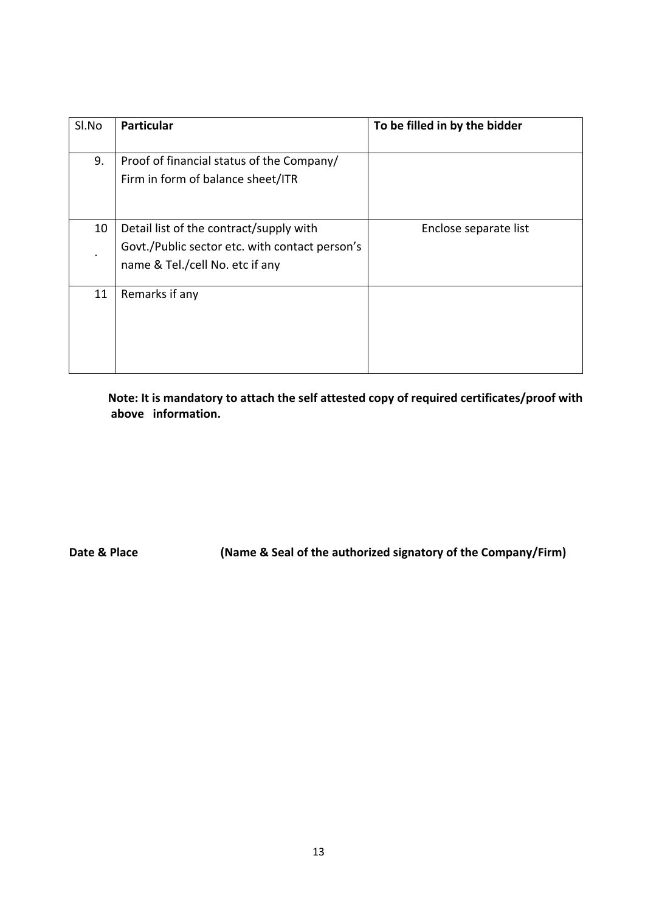| Sl.No | **Particular** | **To be filled in by the bidder** |
|---|---|---|
| 9. | Proof of financial status of the Company/ Firm in form of balance sheet/ITR | |
| 10. | Detail list of the contract/supply with Govt./Public sector etc. with contact person's name & Tel./cell No. etc if any | Enclose separate list |
| 11 | Remarks if any | |

**Note: It is mandatory to attach the self attested copy of required certificates/proof with above information.**

**Date & Place** **(Name & Seal of the authorized signatory of the Company/Firm)**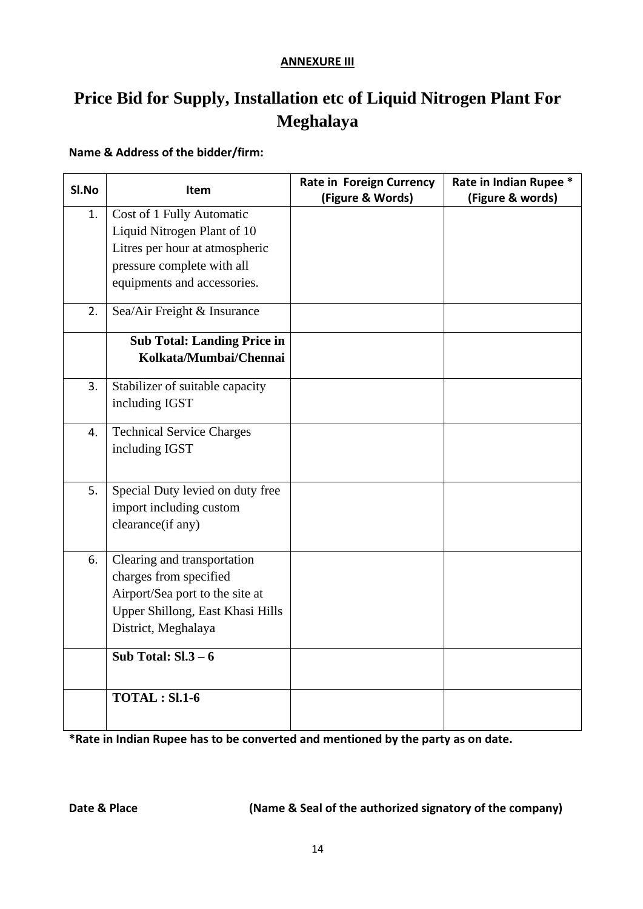**ANNEXURE III**

# Price Bid for Supply, Installation etc of Liquid Nitrogen Plant For Meghalaya

**Name & Address of the bidder/firm:**

| Sl.No | Item | Rate in Foreign Currency (Figure & Words) | Rate in Indian Rupee * (Figure & words) |
|---|---|---|---|
| 1. | Cost of 1 Fully Automatic Liquid Nitrogen Plant of 10 Litres per hour at atmospheric pressure complete with all equipments and accessories. | | |
| 2. | Sea/Air Freight & Insurance | | |
| | **Sub Total: Landing Price in Kolkata/Mumbai/Chennai** | | |
| 3. | Stabilizer of suitable capacity including IGST | | |
| 4. | Technical Service Charges including IGST | | |
| 5. | Special Duty levied on duty free import including custom clearance(if any) | | |
| 6. | Clearing and transportation charges from specified Airport/Sea port to the site at Upper Shillong, East Khasi Hills District, Meghalaya | | |
| | **Sub Total: Sl.3 – 6** | | |
| | **TOTAL : Sl.1-6** | | |

**\*Rate in Indian Rupee has to be converted and mentioned by the party as on date.**

**Date & Place** **(Name & Seal of the authorized signatory of the company)**